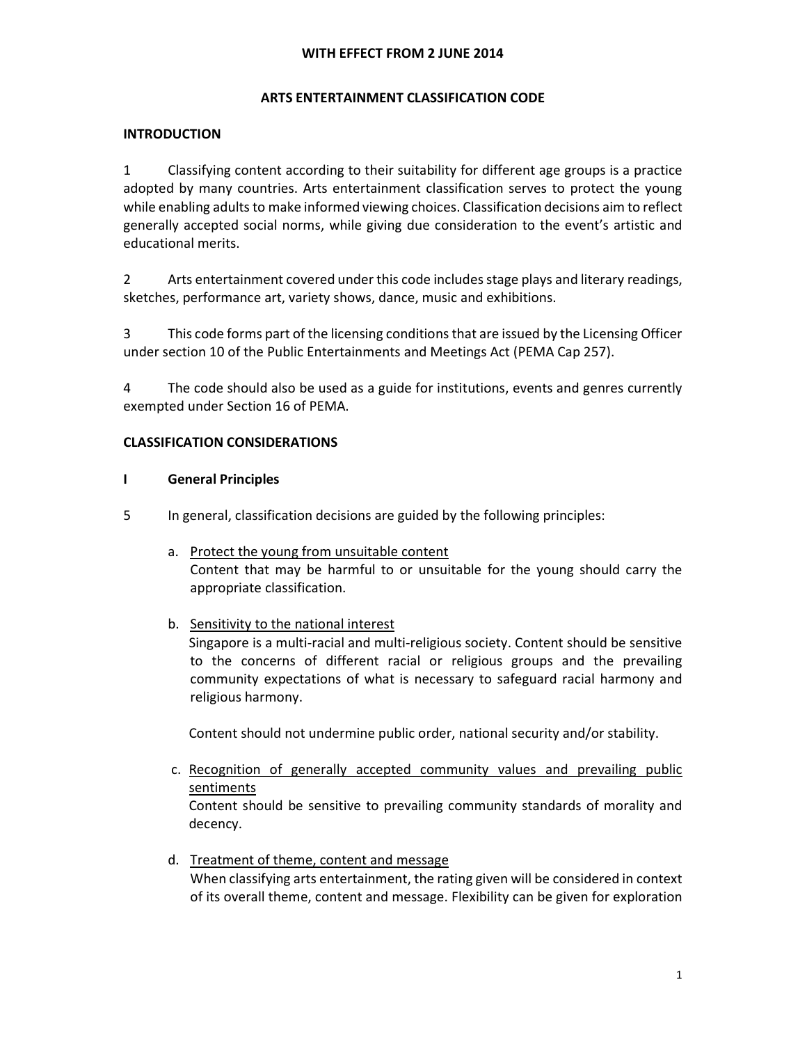**WITH EFFECT FROM 2 JUNE 2014**

# ARTS ENTERTAINMENT CLASSIFICATION CODE

## INTRODUCTION

1 Classifying content according to their suitability for different age groups is a practice adopted by many countries. Arts entertainment classification serves to protect the young while enabling adults to make informed viewing choices. Classification decisions aim to reflect generally accepted social norms, while giving due consideration to the event's artistic and educational merits.

2 Arts entertainment covered under this code includes stage plays and literary readings, sketches, performance art, variety shows, dance, music and exhibitions.

3 This code forms part of the licensing conditions that are issued by the Licensing Officer under section 10 of the Public Entertainments and Meetings Act (PEMA Cap 257).

4 The code should also be used as a guide for institutions, events and genres currently exempted under Section 16 of PEMA.

## CLASSIFICATION CONSIDERATIONS

### I General Principles

5 In general, classification decisions are guided by the following principles:

a. Protect the young from unsuitable content
   Content that may be harmful to or unsuitable for the young should carry the appropriate classification.

b. Sensitivity to the national interest
   Singapore is a multi-racial and multi-religious society. Content should be sensitive to the concerns of different racial or religious groups and the prevailing community expectations of what is necessary to safeguard racial harmony and religious harmony.

   Content should not undermine public order, national security and/or stability.

c. Recognition of generally accepted community values and prevailing public sentiments
   Content should be sensitive to prevailing community standards of morality and decency.

d. Treatment of theme, content and message
   When classifying arts entertainment, the rating given will be considered in context of its overall theme, content and message. Flexibility can be given for exploration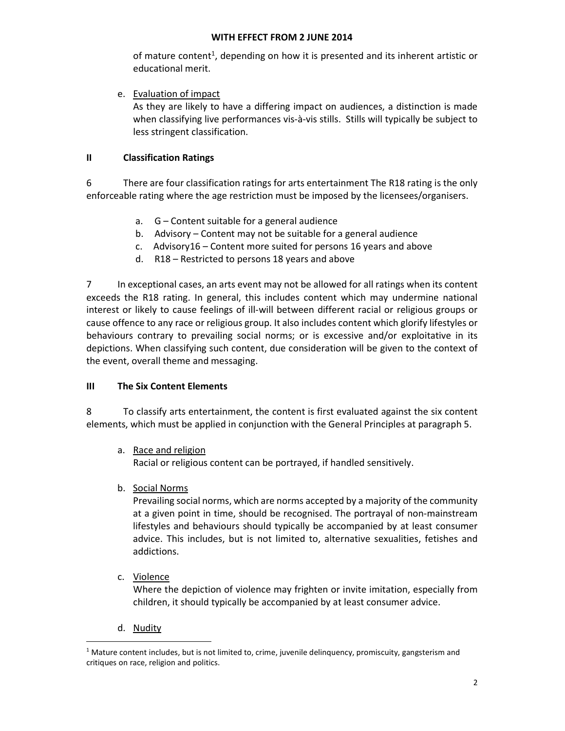of mature content[1], depending on how it is presented and its inherent artistic or educational merit.

e. Evaluation of impact
   As they are likely to have a differing impact on audiences, a distinction is made when classifying live performances vis-à-vis stills. Stills will typically be subject to less stringent classification.

## II Classification Ratings

6 There are four classification ratings for arts entertainment The R18 rating is the only enforceable rating where the age restriction must be imposed by the licensees/organisers.

a. G – Content suitable for a general audience
b. Advisory – Content may not be suitable for a general audience
c. Advisory16 – Content more suited for persons 16 years and above
d. R18 – Restricted to persons 18 years and above

7 In exceptional cases, an arts event may not be allowed for all ratings when its content exceeds the R18 rating. In general, this includes content which may undermine national interest or likely to cause feelings of ill-will between different racial or religious groups or cause offence to any race or religious group. It also includes content which glorify lifestyles or behaviours contrary to prevailing social norms; or is excessive and/or exploitative in its depictions. When classifying such content, due consideration will be given to the context of the event, overall theme and messaging.

## III The Six Content Elements

8 To classify arts entertainment, the content is first evaluated against the six content elements, which must be applied in conjunction with the General Principles at paragraph 5.

a. Race and religion
   Racial or religious content can be portrayed, if handled sensitively.

b. Social Norms
   Prevailing social norms, which are norms accepted by a majority of the community at a given point in time, should be recognised. The portrayal of non-mainstream lifestyles and behaviours should typically be accompanied by at least consumer advice. This includes, but is not limited to, alternative sexualities, fetishes and addictions.

c. Violence
   Where the depiction of violence may frighten or invite imitation, especially from children, it should typically be accompanied by at least consumer advice.

d. Nudity

[1] Mature content includes, but is not limited to, crime, juvenile delinquency, promiscuity, gangsterism and critiques on race, religion and politics.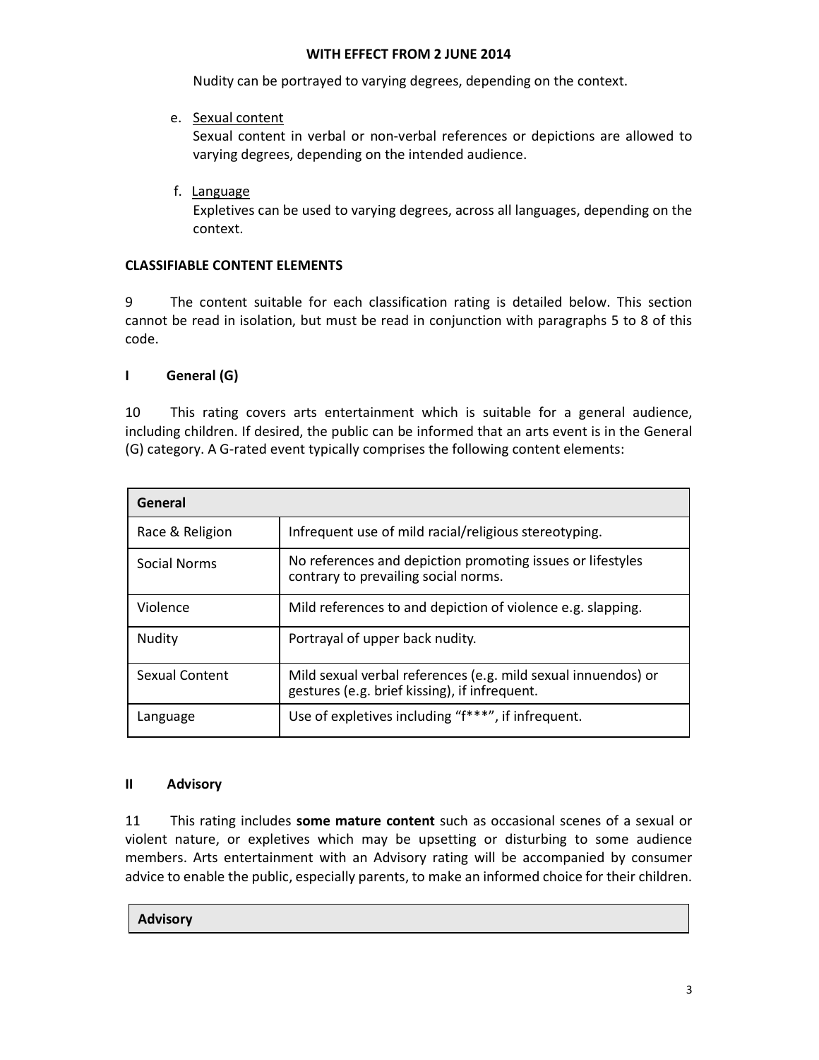Nudity can be portrayed to varying degrees, depending on the context.

e. Sexual content
Sexual content in verbal or non-verbal references or depictions are allowed to varying degrees, depending on the intended audience.

f. Language
Expletives can be used to varying degrees, across all languages, depending on the context.

**CLASSIFIABLE CONTENT ELEMENTS**

9 The content suitable for each classification rating is detailed below. This section cannot be read in isolation, but must be read in conjunction with paragraphs 5 to 8 of this code.

**I General (G)**

10 This rating covers arts entertainment which is suitable for a general audience, including children. If desired, the public can be informed that an arts event is in the General (G) category. A G-rated event typically comprises the following content elements:

| General | |
|---|---|
| Race & Religion | Infrequent use of mild racial/religious stereotyping. |
| Social Norms | No references and depiction promoting issues or lifestyles contrary to prevailing social norms. |
| Violence | Mild references to and depiction of violence e.g. slapping. |
| Nudity | Portrayal of upper back nudity. |
| Sexual Content | Mild sexual verbal references (e.g. mild sexual innuendos) or gestures (e.g. brief kissing), if infrequent. |
| Language | Use of expletives including "f***", if infrequent. |

**II Advisory**

11 This rating includes **some mature content** such as occasional scenes of a sexual or violent nature, or expletives which may be upsetting or disturbing to some audience members. Arts entertainment with an Advisory rating will be accompanied by consumer advice to enable the public, especially parents, to make an informed choice for their children.

| Advisory |
|---|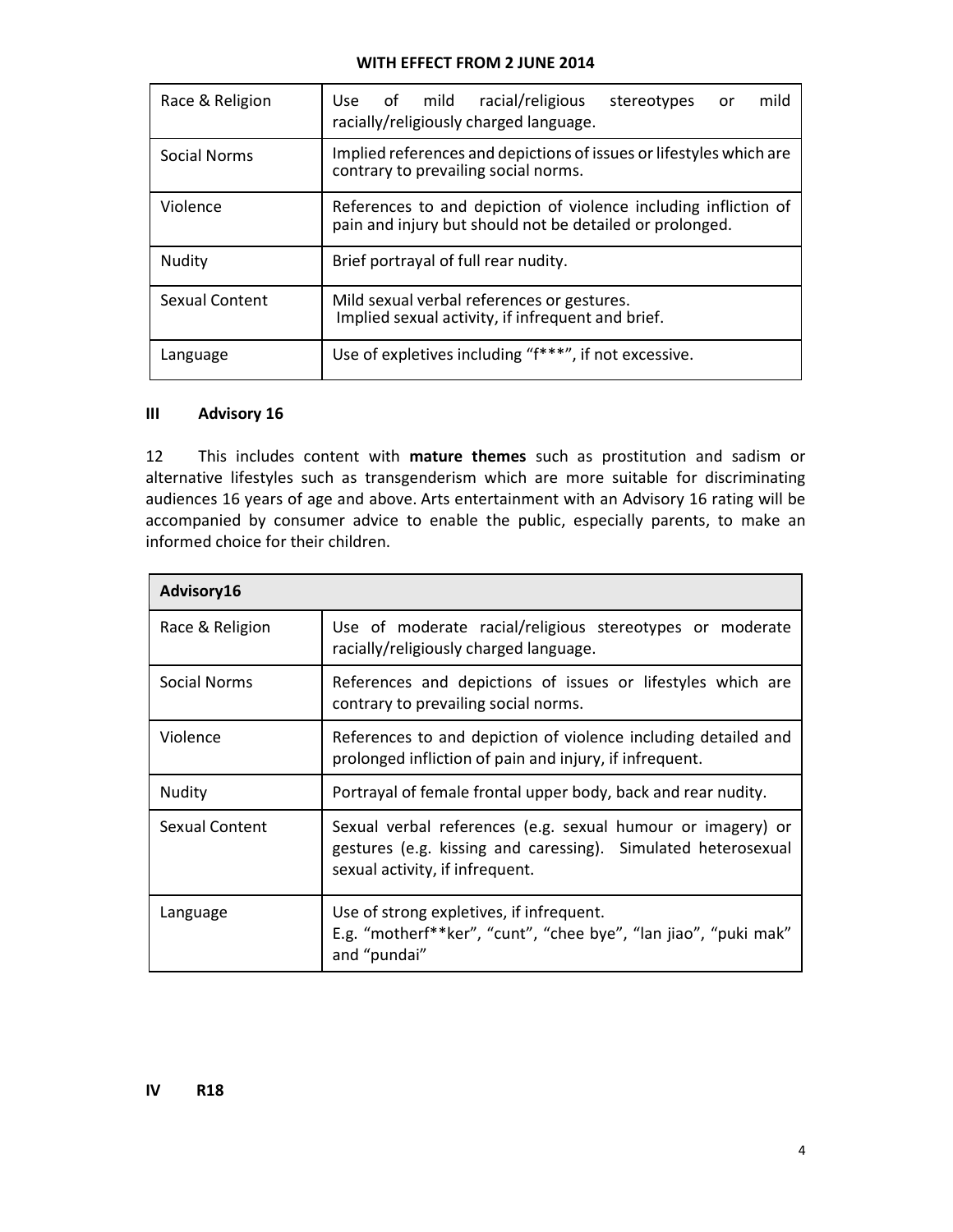**WITH EFFECT FROM 2 JUNE 2014**

| | |
|---|---|
| Race & Religion | Use of mild racial/religious stereotypes or mild racially/religiously charged language. |
| Social Norms | Implied references and depictions of issues or lifestyles which are contrary to prevailing social norms. |
| Violence | References to and depiction of violence including infliction of pain and injury but should not be detailed or prolonged. |
| Nudity | Brief portrayal of full rear nudity. |
| Sexual Content | Mild sexual verbal references or gestures.<br>Implied sexual activity, if infrequent and brief. |
| Language | Use of expletives including "f***", if not excessive. |

### III Advisory 16

12 This includes content with **mature themes** such as prostitution and sadism or alternative lifestyles such as transgenderism which are more suitable for discriminating audiences 16 years of age and above. Arts entertainment with an Advisory 16 rating will be accompanied by consumer advice to enable the public, especially parents, to make an informed choice for their children.

| **Advisory16** | |
|---|---|
| Race & Religion | Use of moderate racial/religious stereotypes or moderate racially/religiously charged language. |
| Social Norms | References and depictions of issues or lifestyles which are contrary to prevailing social norms. |
| Violence | References to and depiction of violence including detailed and prolonged infliction of pain and injury, if infrequent. |
| Nudity | Portrayal of female frontal upper body, back and rear nudity. |
| Sexual Content | Sexual verbal references (e.g. sexual humour or imagery) or gestures (e.g. kissing and caressing). Simulated heterosexual sexual activity, if infrequent. |
| Language | Use of strong expletives, if infrequent.<br>E.g. "motherf**ker", "cunt", "chee bye", "lan jiao", "puki mak" and "pundai" |

### IV R18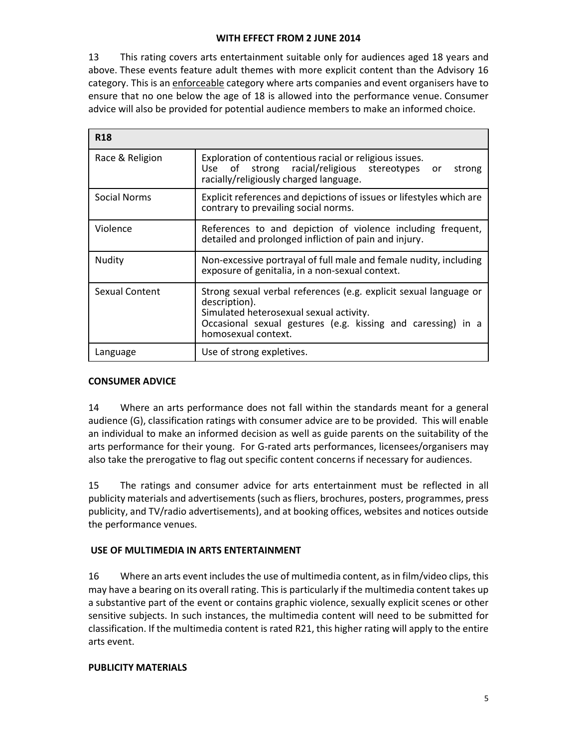**WITH EFFECT FROM 2 JUNE 2014**

13 This rating covers arts entertainment suitable only for audiences aged 18 years and above. These events feature adult themes with more explicit content than the Advisory 16 category. This is an <u>enforceable</u> category where arts companies and event organisers have to ensure that no one below the age of 18 is allowed into the performance venue. Consumer advice will also be provided for potential audience members to make an informed choice.

| **R18** | |
|---|---|
| Race & Religion | Exploration of contentious racial or religious issues.<br>Use of strong racial/religious stereotypes or strong racially/religiously charged language. |
| Social Norms | Explicit references and depictions of issues or lifestyles which are contrary to prevailing social norms. |
| Violence | References to and depiction of violence including frequent, detailed and prolonged infliction of pain and injury. |
| Nudity | Non-excessive portrayal of full male and female nudity, including exposure of genitalia, in a non-sexual context. |
| Sexual Content | Strong sexual verbal references (e.g. explicit sexual language or description).<br>Simulated heterosexual sexual activity.<br>Occasional sexual gestures (e.g. kissing and caressing) in a homosexual context. |
| Language | Use of strong expletives. |

**CONSUMER ADVICE**

14 Where an arts performance does not fall within the standards meant for a general audience (G), classification ratings with consumer advice are to be provided. This will enable an individual to make an informed decision as well as guide parents on the suitability of the arts performance for their young. For G-rated arts performances, licensees/organisers may also take the prerogative to flag out specific content concerns if necessary for audiences.

15 The ratings and consumer advice for arts entertainment must be reflected in all publicity materials and advertisements (such as fliers, brochures, posters, programmes, press publicity, and TV/radio advertisements), and at booking offices, websites and notices outside the performance venues.

**USE OF MULTIMEDIA IN ARTS ENTERTAINMENT**

16 Where an arts event includes the use of multimedia content, as in film/video clips, this may have a bearing on its overall rating. This is particularly if the multimedia content takes up a substantive part of the event or contains graphic violence, sexually explicit scenes or other sensitive subjects. In such instances, the multimedia content will need to be submitted for classification. If the multimedia content is rated R21, this higher rating will apply to the entire arts event.

**PUBLICITY MATERIALS**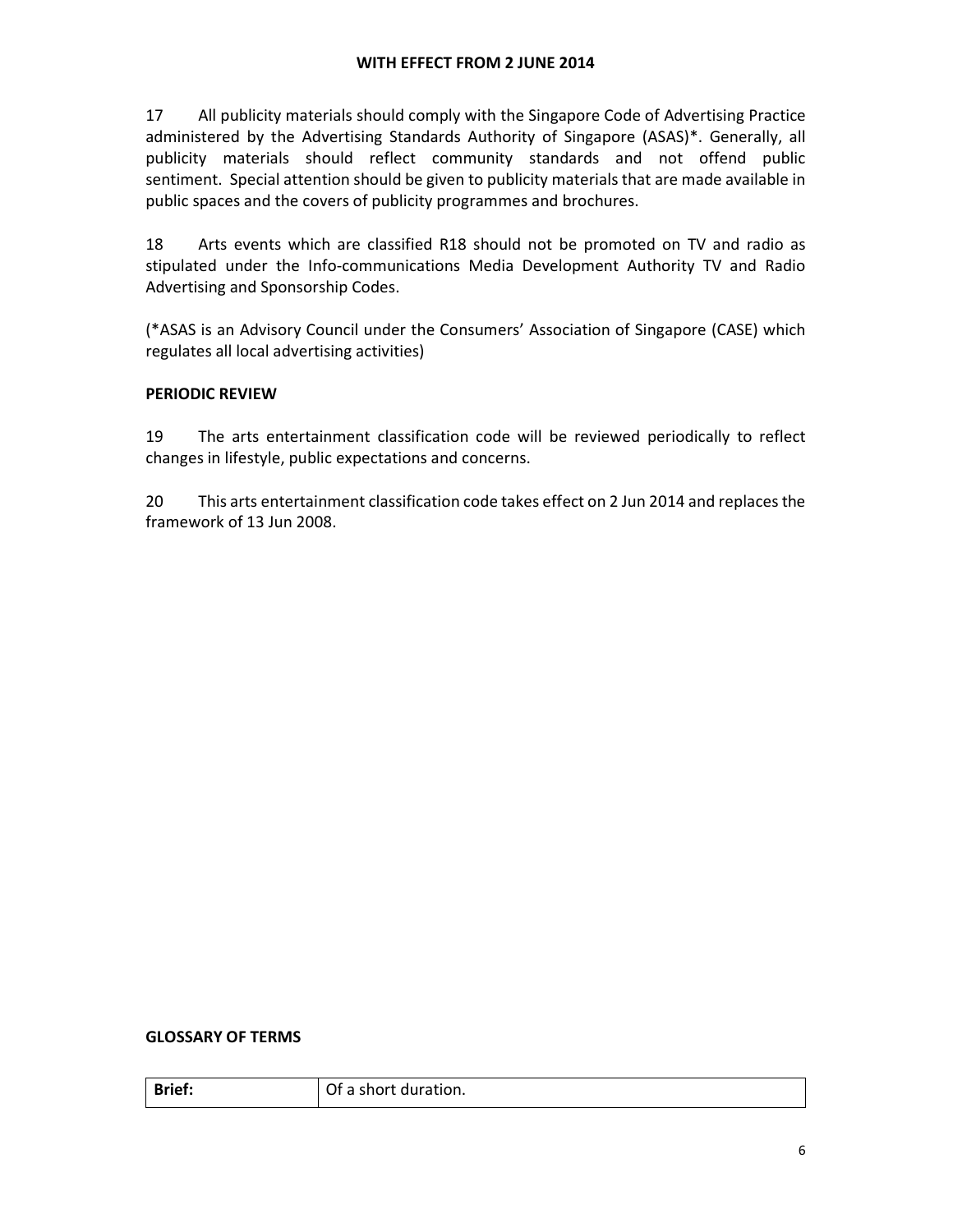17 All publicity materials should comply with the Singapore Code of Advertising Practice administered by the Advertising Standards Authority of Singapore (ASAS)*. Generally, all publicity materials should reflect community standards and not offend public sentiment. Special attention should be given to publicity materials that are made available in public spaces and the covers of publicity programmes and brochures.

18 Arts events which are classified R18 should not be promoted on TV and radio as stipulated under the Info-communications Media Development Authority TV and Radio Advertising and Sponsorship Codes.

(*ASAS is an Advisory Council under the Consumers' Association of Singapore (CASE) which regulates all local advertising activities)

**PERIODIC REVIEW**

19 The arts entertainment classification code will be reviewed periodically to reflect changes in lifestyle, public expectations and concerns.

20 This arts entertainment classification code takes effect on 2 Jun 2014 and replaces the framework of 13 Jun 2008.

**GLOSSARY OF TERMS**

| **Brief:** | Of a short duration. |
|---|---|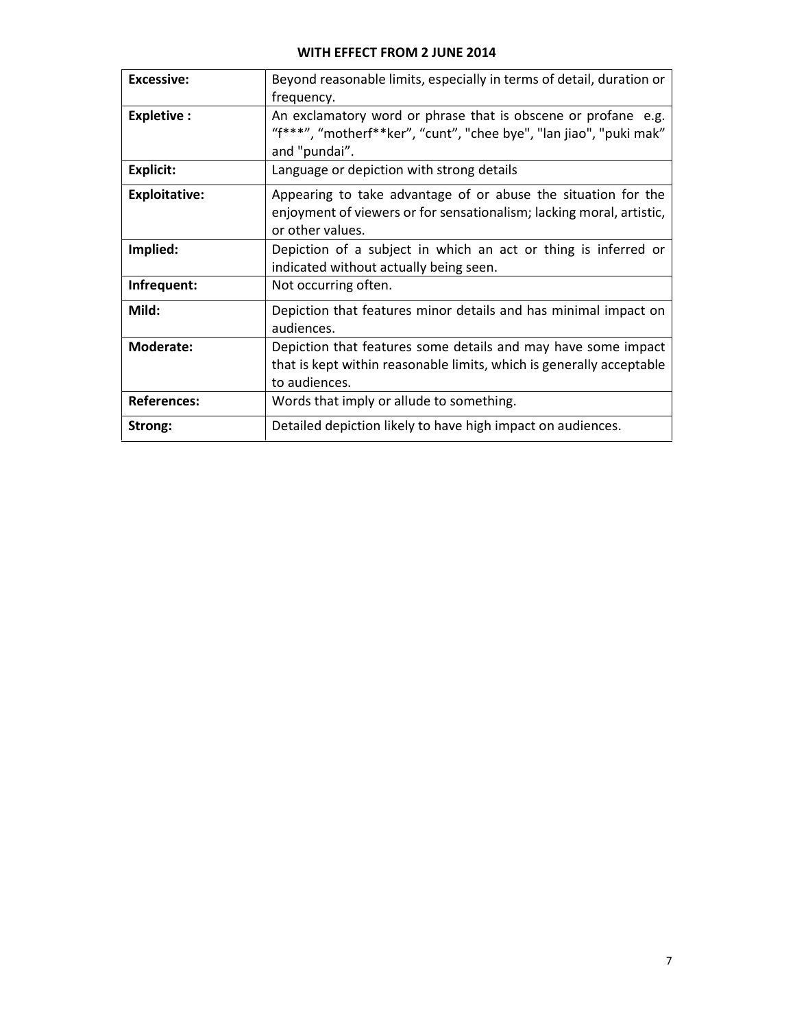**WITH EFFECT FROM 2 JUNE 2014**

| | |
|---|---|
| **Excessive:** | Beyond reasonable limits, especially in terms of detail, duration or frequency. |
| **Expletive :** | An exclamatory word or phrase that is obscene or profane e.g. “f***”, “motherf**ker”, “cunt”, "chee bye", "lan jiao", "puki mak” and "pundai”. |
| **Explicit:** | Language or depiction with strong details |
| **Exploitative:** | Appearing to take advantage of or abuse the situation for the enjoyment of viewers or for sensationalism; lacking moral, artistic, or other values. |
| **Implied:** | Depiction of a subject in which an act or thing is inferred or indicated without actually being seen. |
| **Infrequent:** | Not occurring often. |
| **Mild:** | Depiction that features minor details and has minimal impact on audiences. |
| **Moderate:** | Depiction that features some details and may have some impact that is kept within reasonable limits, which is generally acceptable to audiences. |
| **References:** | Words that imply or allude to something. |
| **Strong:** | Detailed depiction likely to have high impact on audiences. |